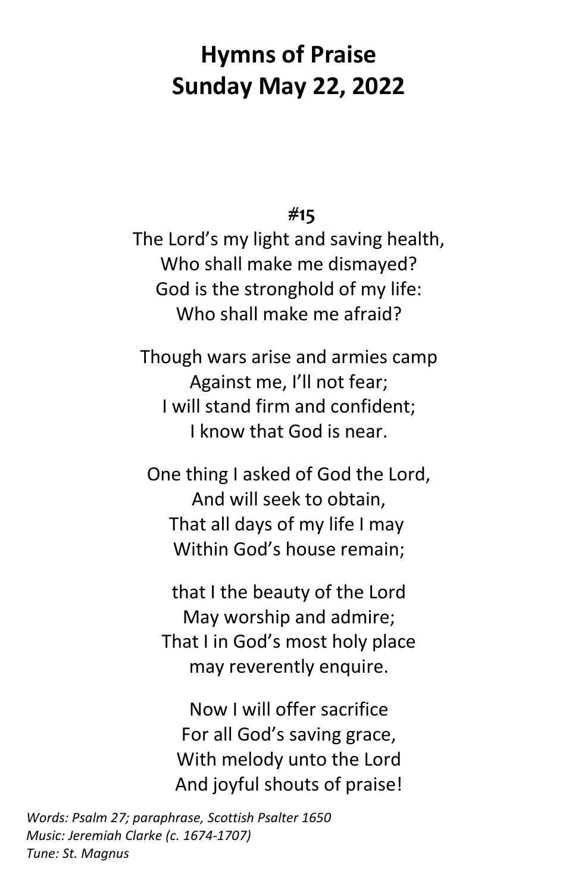# Hymns of Praise
# Sunday May 22, 2022

**#15**

The Lord's my light and saving health,
Who shall make me dismayed?
God is the stronghold of my life:
Who shall make me afraid?

Though wars arise and armies camp
Against me, I'll not fear;
I will stand firm and confident;
I know that God is near.

One thing I asked of God the Lord,
And will seek to obtain,
That all days of my life I may
Within God's house remain;

that I the beauty of the Lord
May worship and admire;
That I in God's most holy place
may reverently enquire.

Now I will offer sacrifice
For all God's saving grace,
With melody unto the Lord
And joyful shouts of praise!

*Words: Psalm 27; paraphrase, Scottish Psalter 1650*
*Music: Jeremiah Clarke (c. 1674-1707)*
*Tune: St. Magnus*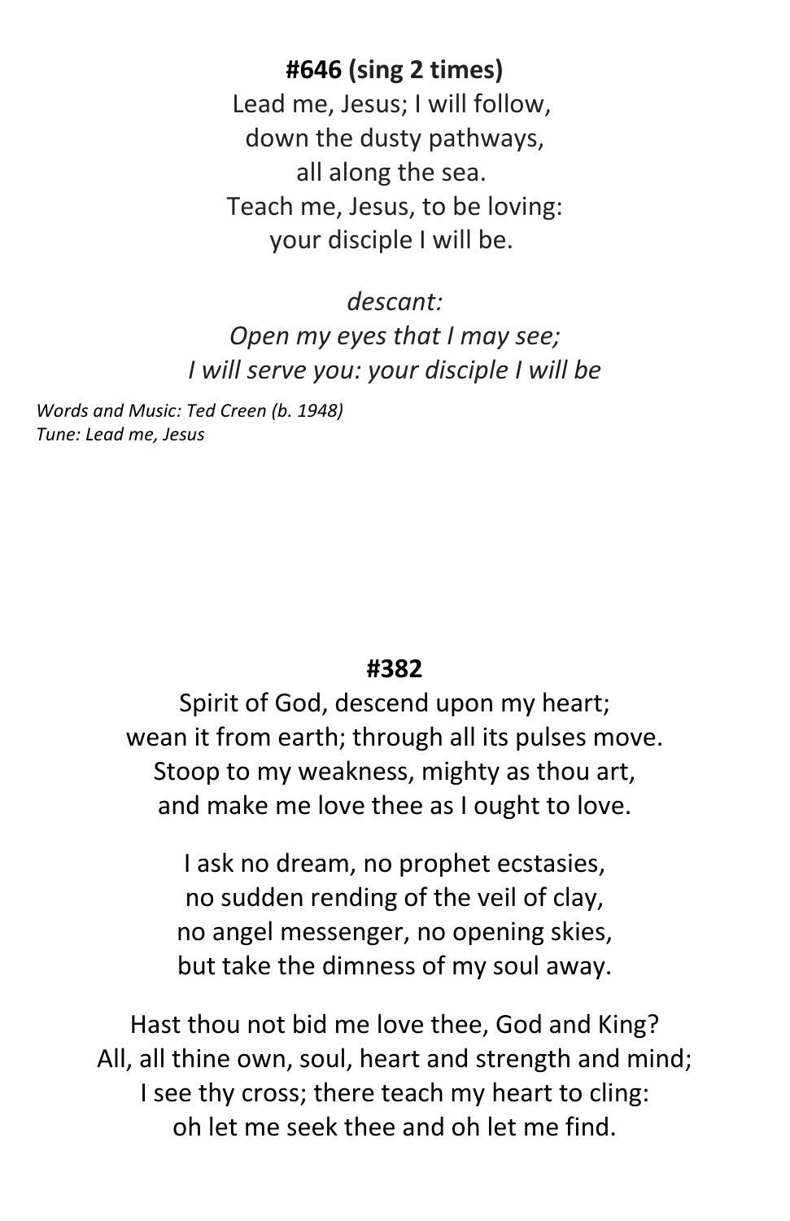**#646 (sing 2 times)**

Lead me, Jesus; I will follow,
down the dusty pathways,
all along the sea.
Teach me, Jesus, to be loving:
your disciple I will be.

*descant:*
*Open my eyes that I may see;*
*I will serve you: your disciple I will be*

*Words and Music: Ted Creen (b. 1948)*
*Tune: Lead me, Jesus*

**#382**

Spirit of God, descend upon my heart;
wean it from earth; through all its pulses move.
Stoop to my weakness, mighty as thou art,
and make me love thee as I ought to love.

I ask no dream, no prophet ecstasies,
no sudden rending of the veil of clay,
no angel messenger, no opening skies,
but take the dimness of my soul away.

Hast thou not bid me love thee, God and King?
All, all thine own, soul, heart and strength and mind;
I see thy cross; there teach my heart to cling:
oh let me seek thee and oh let me find.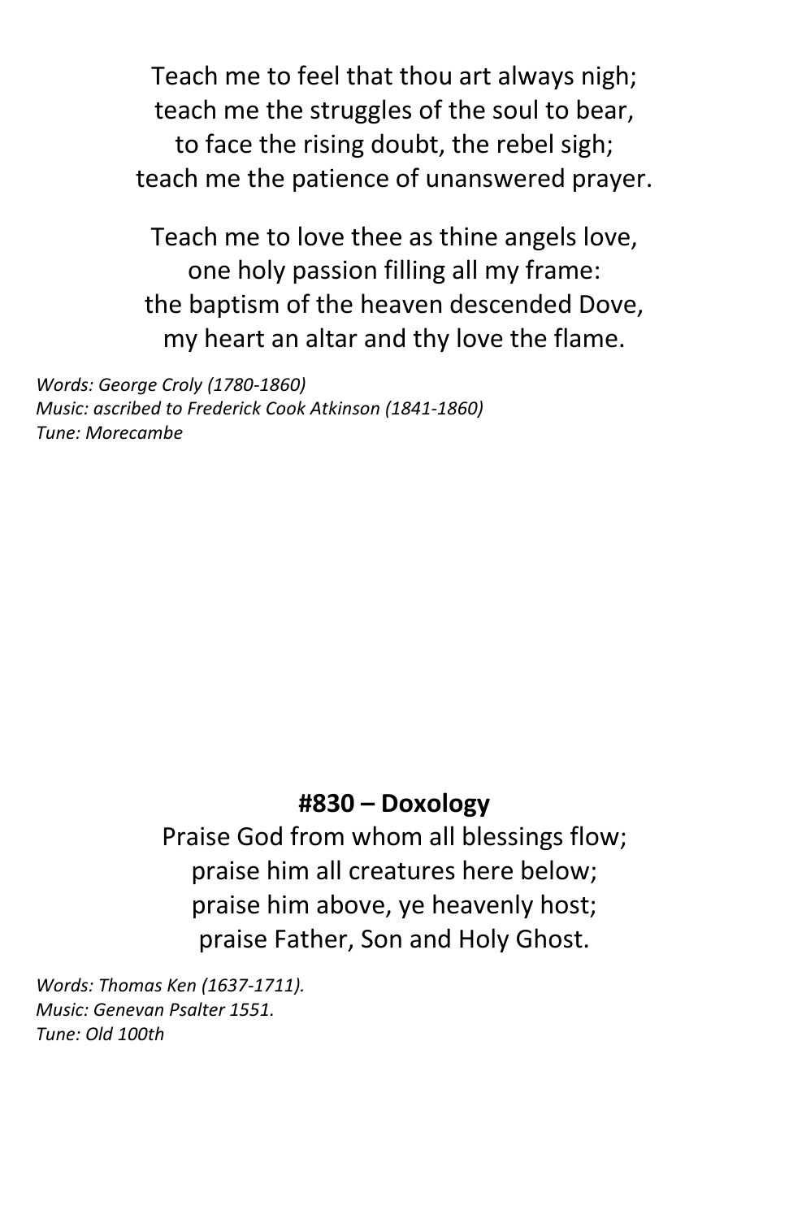Teach me to feel that thou art always nigh;
teach me the struggles of the soul to bear,
to face the rising doubt, the rebel sigh;
teach me the patience of unanswered prayer.

Teach me to love thee as thine angels love,
one holy passion filling all my frame:
the baptism of the heaven descended Dove,
my heart an altar and thy love the flame.

*Words: George Croly (1780-1860)*
*Music: ascribed to Frederick Cook Atkinson (1841-1860)*
*Tune: Morecambe*

## #830 – Doxology

Praise God from whom all blessings flow;
praise him all creatures here below;
praise him above, ye heavenly host;
praise Father, Son and Holy Ghost.

*Words: Thomas Ken (1637-1711).*
*Music: Genevan Psalter 1551.*
*Tune: Old 100th*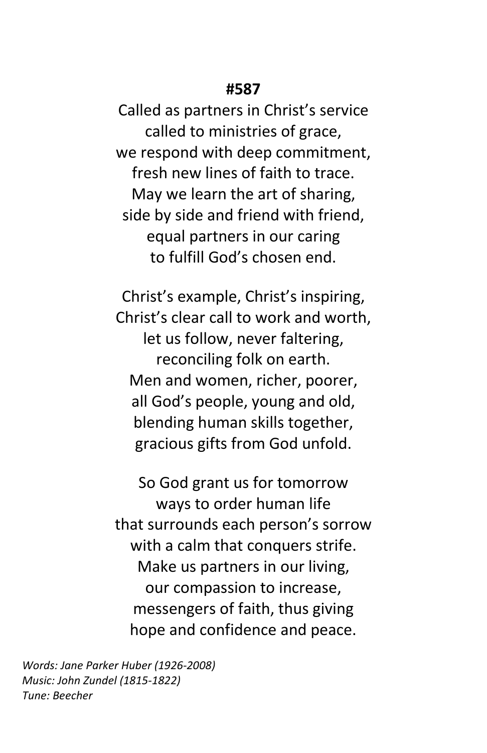**#587**

Called as partners in Christ's service
called to ministries of grace,
we respond with deep commitment,
fresh new lines of faith to trace.
May we learn the art of sharing,
side by side and friend with friend,
equal partners in our caring
to fulfill God's chosen end.

Christ's example, Christ's inspiring,
Christ's clear call to work and worth,
let us follow, never faltering,
reconciling folk on earth.
Men and women, richer, poorer,
all God's people, young and old,
blending human skills together,
gracious gifts from God unfold.

So God grant us for tomorrow
ways to order human life
that surrounds each person's sorrow
with a calm that conquers strife.
Make us partners in our living,
our compassion to increase,
messengers of faith, thus giving
hope and confidence and peace.

*Words: Jane Parker Huber (1926-2008)*
*Music: John Zundel (1815-1822)*
*Tune: Beecher*